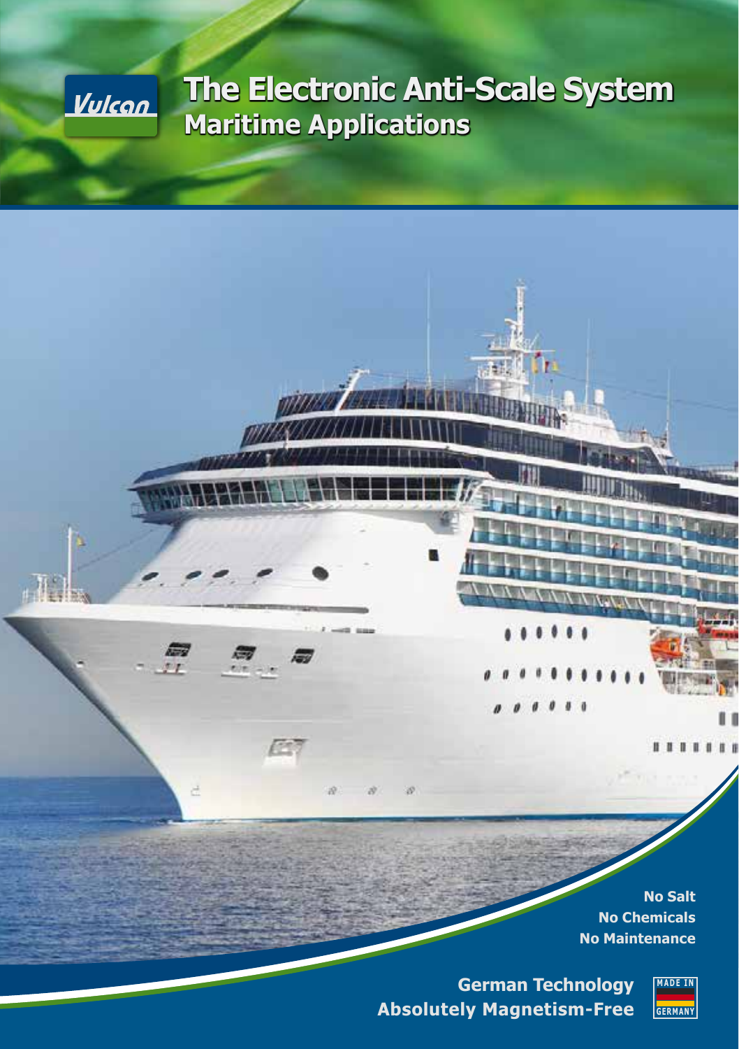Vulcan

# The Electronic Anti-Scale System

## Maritime Applications

**No Salt**
**No Chemicals**
**No Maintenance**

**German Technology**
**Absolutely Magnetism-Free**

MADE IN GERMANY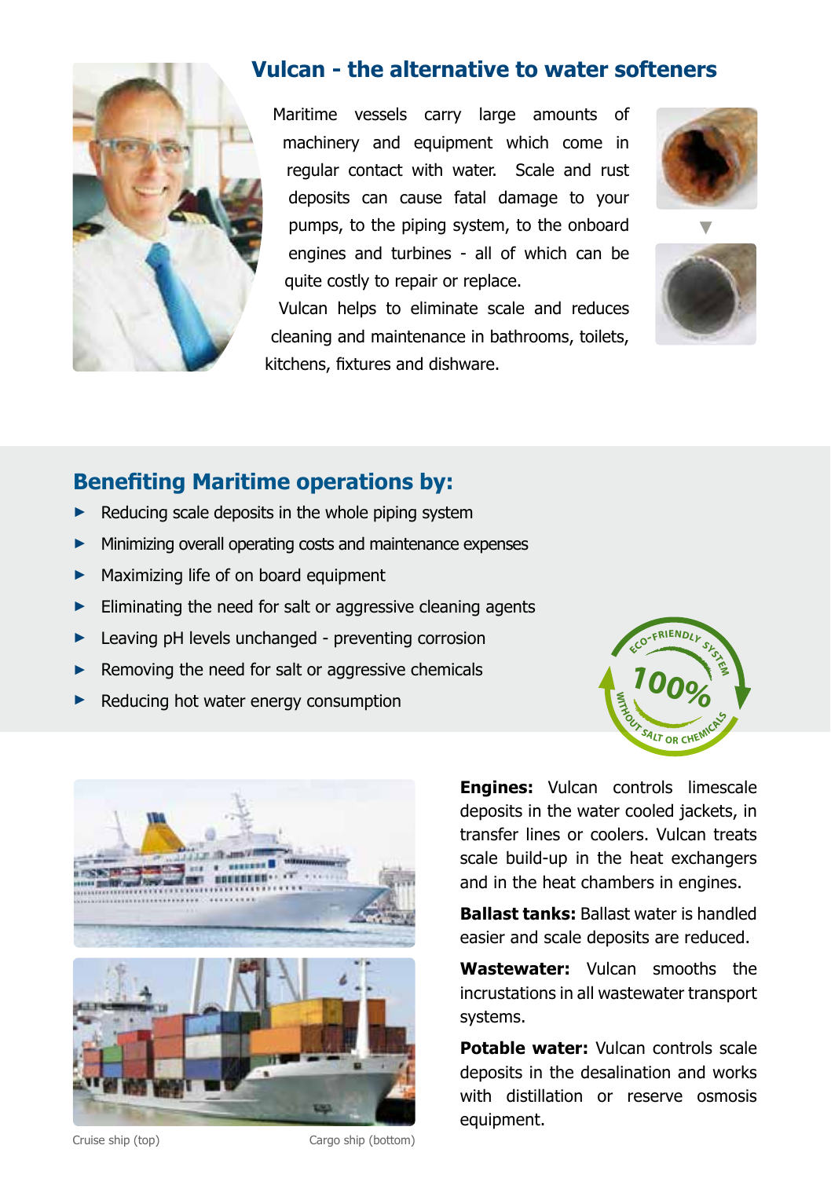## Vulcan - the alternative to water softeners

Maritime vessels carry large amounts of machinery and equipment which come in regular contact with water. Scale and rust deposits can cause fatal damage to your pumps, to the piping system, to the onboard engines and turbines - all of which can be quite costly to repair or replace.

Vulcan helps to eliminate scale and reduces cleaning and maintenance in bathrooms, toilets, kitchens, fixtures and dishware.

## Benefiting Maritime operations by:

- Reducing scale deposits in the whole piping system
- Minimizing overall operating costs and maintenance expenses
- Maximizing life of on board equipment
- Eliminating the need for salt or aggressive cleaning agents
- Leaving pH levels unchanged - preventing corrosion
- Removing the need for salt or aggressive chemicals
- Reducing hot water energy consumption

ECO-FRIENDLY SYSTEM 100% WITHOUT SALT OR CHEMICALS

Cruise ship (top) Cargo ship (bottom)

**Engines:** Vulcan controls limescale deposits in the water cooled jackets, in transfer lines or coolers. Vulcan treats scale build-up in the heat exchangers and in the heat chambers in engines.

**Ballast tanks:** Ballast water is handled easier and scale deposits are reduced.

**Wastewater:** Vulcan smooths the incrustations in all wastewater transport systems.

**Potable water:** Vulcan controls scale deposits in the desalination and works with distillation or reserve osmosis equipment.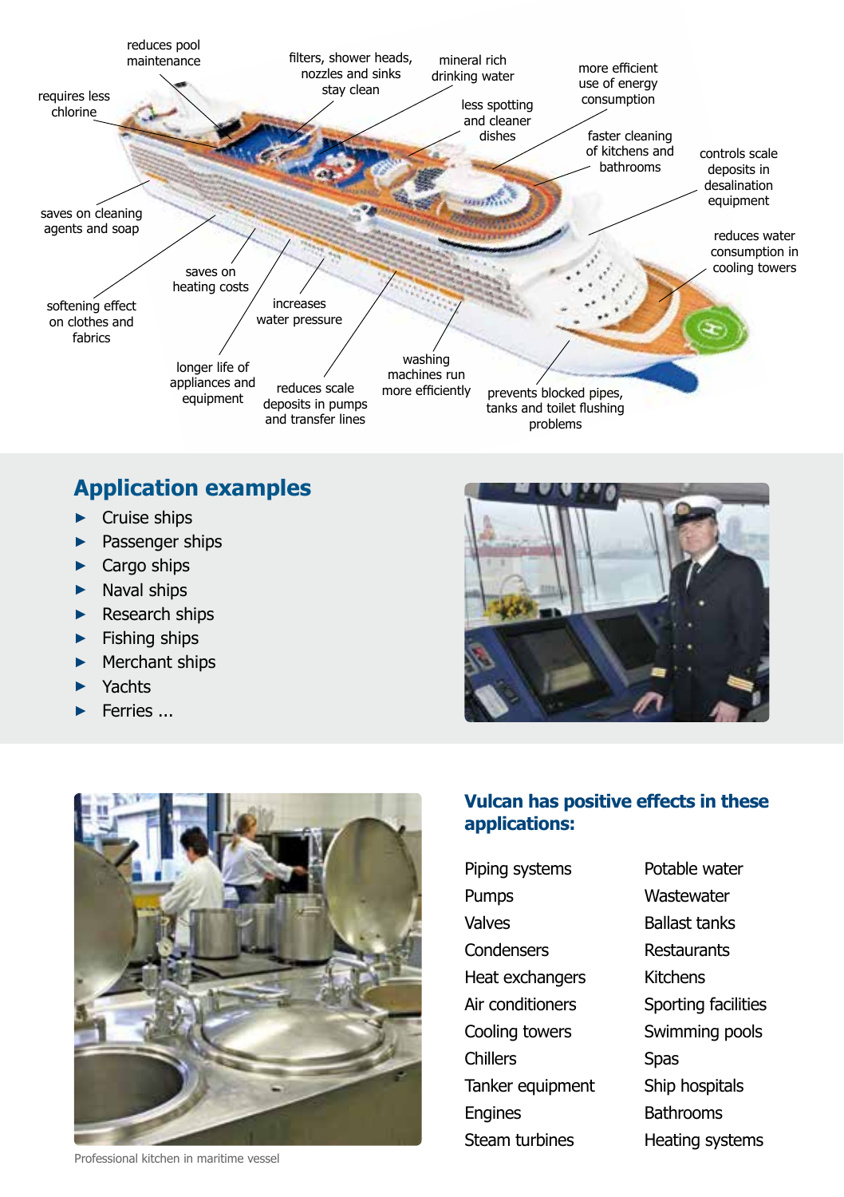reduces pool maintenance

requires less chlorine

filters, shower heads, nozzles and sinks stay clean

mineral rich drinking water

less spotting and cleaner dishes

more efficient use of energy consumption

faster cleaning of kitchens and bathrooms

controls scale deposits in desalination equipment

reduces water consumption in cooling towers

saves on cleaning agents and soap

saves on heating costs

softening effect on clothes and fabrics

increases water pressure

longer life of appliances and equipment

reduces scale deposits in pumps and transfer lines

washing machines run more efficiently

prevents blocked pipes, tanks and toilet flushing problems

## Application examples

- Cruise ships
- Passenger ships
- Cargo ships
- Naval ships
- Research ships
- Fishing ships
- Merchant ships
- Yachts
- Ferries ...

Professional kitchen in maritime vessel

## Vulcan has positive effects in these applications:

| | |
|---|---|
| Piping systems | Potable water |
| Pumps | Wastewater |
| Valves | Ballast tanks |
| Condensers | Restaurants |
| Heat exchangers | Kitchens |
| Air conditioners | Sporting facilities |
| Cooling towers | Swimming pools |
| Chillers | Spas |
| Tanker equipment | Ship hospitals |
| Engines | Bathrooms |
| Steam turbines | Heating systems |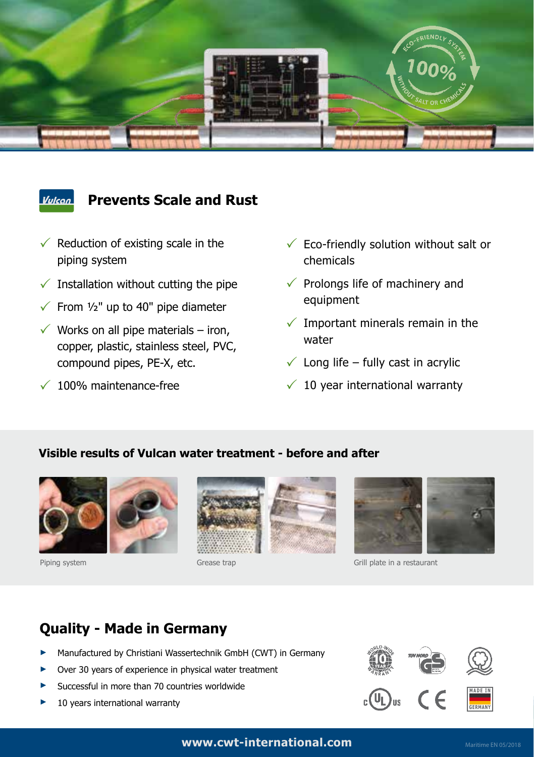## Prevents Scale and Rust

- ✓ Reduction of existing scale in the piping system
- ✓ Installation without cutting the pipe
- ✓ From ½" up to 40" pipe diameter
- ✓ Works on all pipe materials – iron, copper, plastic, stainless steel, PVC, compound pipes, PE-X, etc.
- ✓ 100% maintenance-free
- ✓ Eco-friendly solution without salt or chemicals
- ✓ Prolongs life of machinery and equipment
- ✓ Important minerals remain in the water
- ✓ Long life – fully cast in acrylic
- ✓ 10 year international warranty

### Visible results of Vulcan water treatment - before and after

Piping system

Grease trap

Grill plate in a restaurant

## Quality - Made in Germany

- Manufactured by Christiani Wassertechnik GmbH (CWT) in Germany
- Over 30 years of experience in physical water treatment
- Successful in more than 70 countries worldwide
- 10 years international warranty

**www.cwt-international.com**

Maritime EN 05/2018